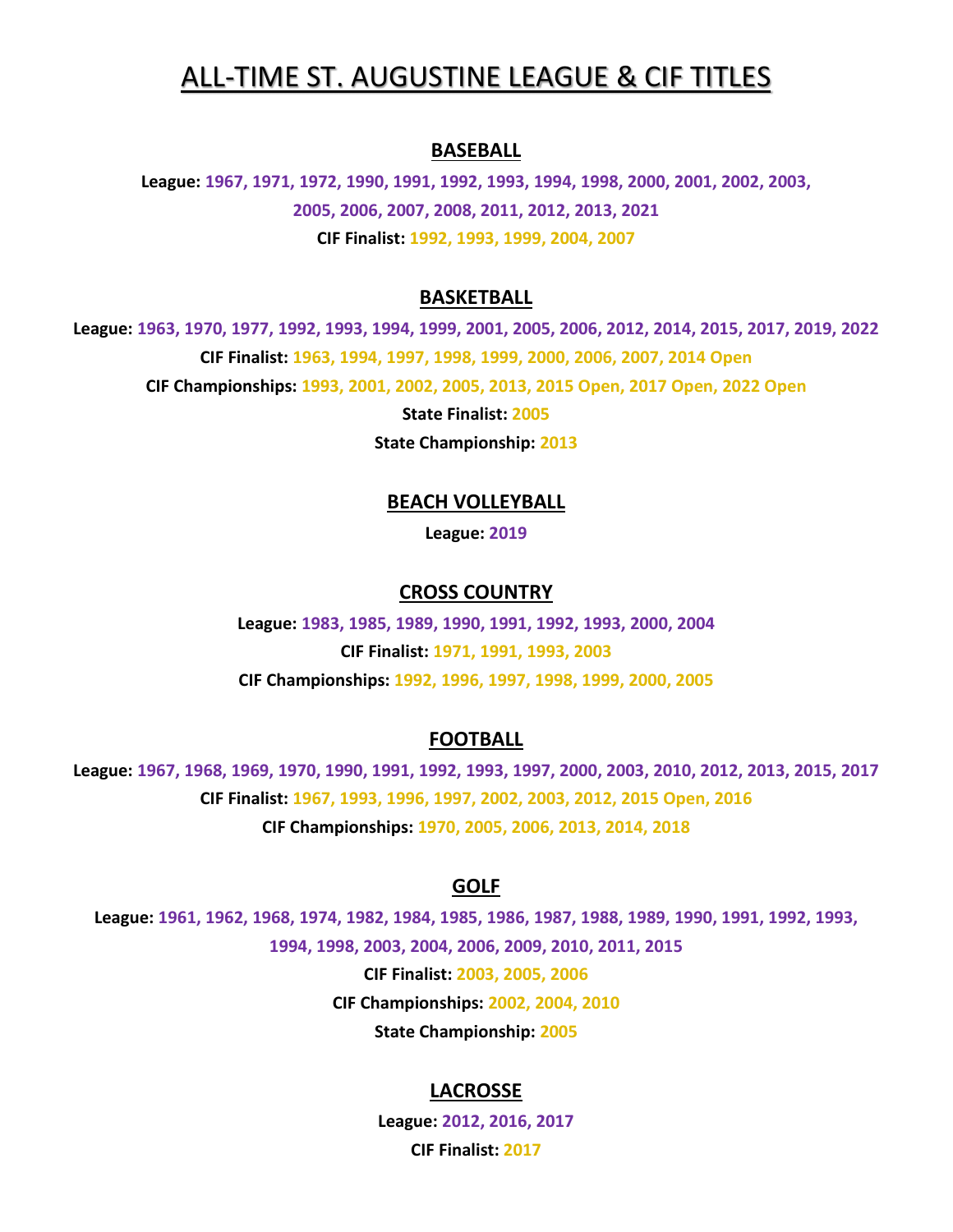# ALL-TIME ST. AUGUSTINE LEAGUE & CIF TITLES

## BASEBALL

**League:** 1967, 1971, 1972, 1990, 1991, 1992, 1993, 1994, 1998, 2000, 2001, 2002, 2003, 2005, 2006, 2007, 2008, 2011, 2012, 2013, 2021

**CIF Finalist:** 1992, 1993, 1999, 2004, 2007

## BASKETBALL

**League:** 1963, 1970, 1977, 1992, 1993, 1994, 1999, 2001, 2005, 2006, 2012, 2014, 2015, 2017, 2019, 2022

**CIF Finalist:** 1963, 1994, 1997, 1998, 1999, 2000, 2006, 2007, 2014 Open

**CIF Championships:** 1993, 2001, 2002, 2005, 2013, 2015 Open, 2017 Open, 2022 Open

**State Finalist:** 2005

**State Championship:** 2013

## BEACH VOLLEYBALL

**League:** 2019

## CROSS COUNTRY

**League:** 1983, 1985, 1989, 1990, 1991, 1992, 1993, 2000, 2004

**CIF Finalist:** 1971, 1991, 1993, 2003

**CIF Championships:** 1992, 1996, 1997, 1998, 1999, 2000, 2005

## FOOTBALL

**League:** 1967, 1968, 1969, 1970, 1990, 1991, 1992, 1993, 1997, 2000, 2003, 2010, 2012, 2013, 2015, 2017

**CIF Finalist:** 1967, 1993, 1996, 1997, 2002, 2003, 2012, 2015 Open, 2016

**CIF Championships:** 1970, 2005, 2006, 2013, 2014, 2018

## GOLF

**League:** 1961, 1962, 1968, 1974, 1982, 1984, 1985, 1986, 1987, 1988, 1989, 1990, 1991, 1992, 1993, 1994, 1998, 2003, 2004, 2006, 2009, 2010, 2011, 2015

**CIF Finalist:** 2003, 2005, 2006

**CIF Championships:** 2002, 2004, 2010

**State Championship:** 2005

## LACROSSE

**League:** 2012, 2016, 2017

**CIF Finalist:** 2017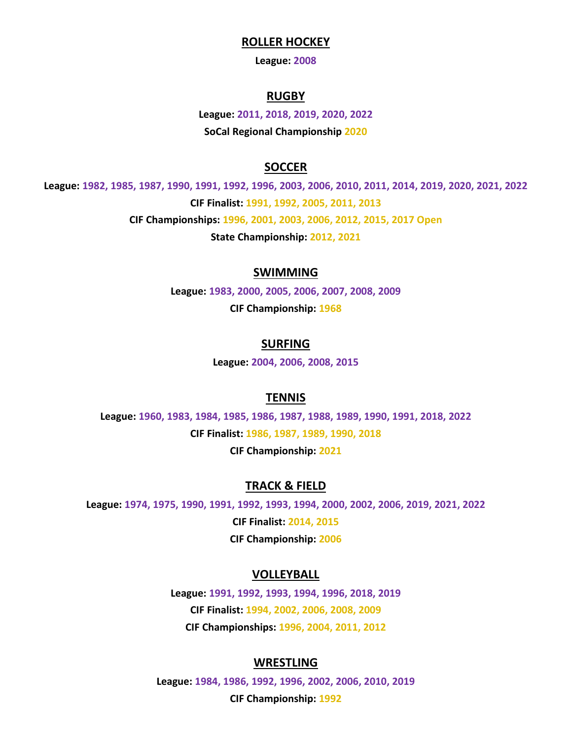## ROLLER HOCKEY

**League:** 2008

## RUGBY

**League:** 2011, 2018, 2019, 2020, 2022

**SoCal Regional Championship** 2020

## SOCCER

**League:** 1982, 1985, 1987, 1990, 1991, 1992, 1996, 2003, 2006, 2010, 2011, 2014, 2019, 2020, 2021, 2022

**CIF Finalist:** 1991, 1992, 2005, 2011, 2013

**CIF Championships:** 1996, 2001, 2003, 2006, 2012, 2015, 2017 Open

**State Championship:** 2012, 2021

## SWIMMING

**League:** 1983, 2000, 2005, 2006, 2007, 2008, 2009

**CIF Championship:** 1968

## SURFING

**League:** 2004, 2006, 2008, 2015

## TENNIS

**League:** 1960, 1983, 1984, 1985, 1986, 1987, 1988, 1989, 1990, 1991, 2018, 2022

**CIF Finalist:** 1986, 1987, 1989, 1990, 2018

**CIF Championship:** 2021

## TRACK & FIELD

**League:** 1974, 1975, 1990, 1991, 1992, 1993, 1994, 2000, 2002, 2006, 2019, 2021, 2022

**CIF Finalist:** 2014, 2015

**CIF Championship:** 2006

## VOLLEYBALL

**League:** 1991, 1992, 1993, 1994, 1996, 2018, 2019

**CIF Finalist:** 1994, 2002, 2006, 2008, 2009

**CIF Championships:** 1996, 2004, 2011, 2012

## WRESTLING

**League:** 1984, 1986, 1992, 1996, 2002, 2006, 2010, 2019

**CIF Championship:** 1992